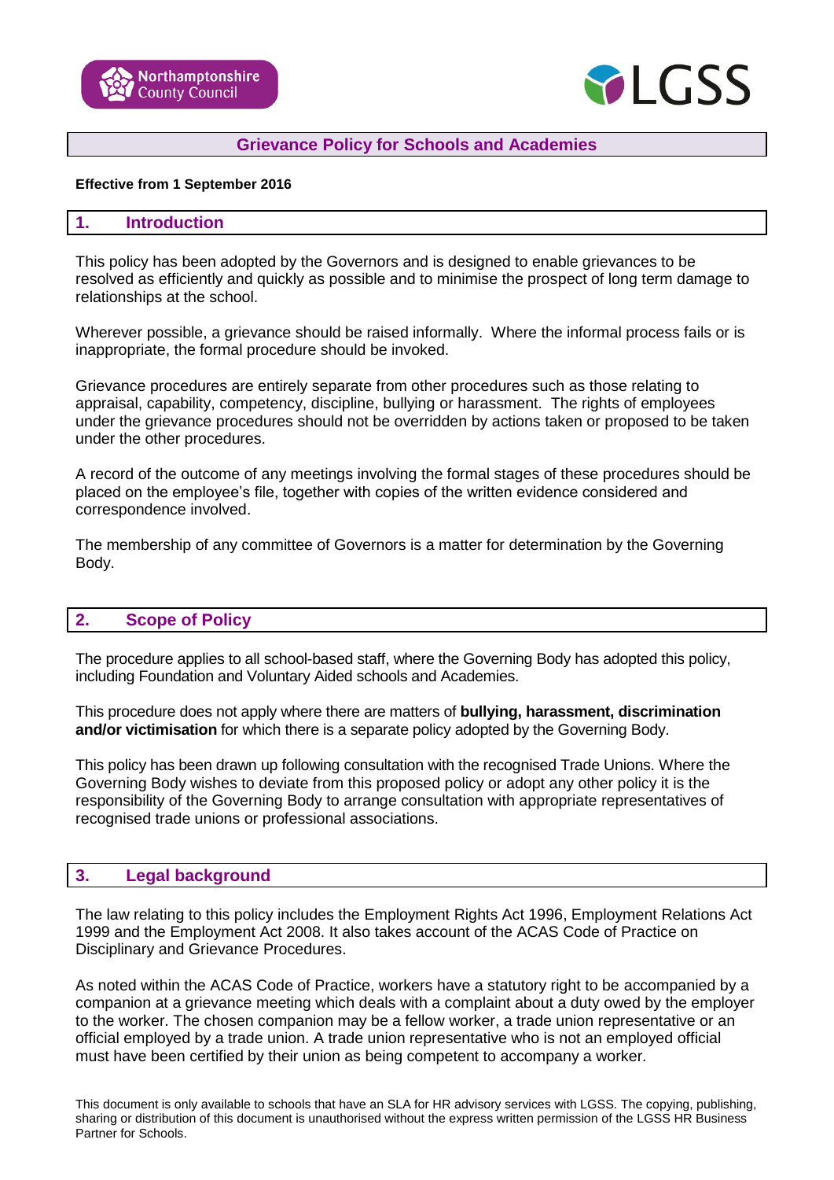# Grievance Policy for Schools and Academies

**Effective from 1 September 2016**

## 1. Introduction

This policy has been adopted by the Governors and is designed to enable grievances to be resolved as efficiently and quickly as possible and to minimise the prospect of long term damage to relationships at the school.

Wherever possible, a grievance should be raised informally. Where the informal process fails or is inappropriate, the formal procedure should be invoked.

Grievance procedures are entirely separate from other procedures such as those relating to appraisal, capability, competency, discipline, bullying or harassment. The rights of employees under the grievance procedures should not be overridden by actions taken or proposed to be taken under the other procedures.

A record of the outcome of any meetings involving the formal stages of these procedures should be placed on the employee's file, together with copies of the written evidence considered and correspondence involved.

The membership of any committee of Governors is a matter for determination by the Governing Body.

## 2. Scope of Policy

The procedure applies to all school-based staff, where the Governing Body has adopted this policy, including Foundation and Voluntary Aided schools and Academies.

This procedure does not apply where there are matters of **bullying, harassment, discrimination and/or victimisation** for which there is a separate policy adopted by the Governing Body.

This policy has been drawn up following consultation with the recognised Trade Unions. Where the Governing Body wishes to deviate from this proposed policy or adopt any other policy it is the responsibility of the Governing Body to arrange consultation with appropriate representatives of recognised trade unions or professional associations.

## 3. Legal background

The law relating to this policy includes the Employment Rights Act 1996, Employment Relations Act 1999 and the Employment Act 2008. It also takes account of the ACAS Code of Practice on Disciplinary and Grievance Procedures.

As noted within the ACAS Code of Practice, workers have a statutory right to be accompanied by a companion at a grievance meeting which deals with a complaint about a duty owed by the employer to the worker. The chosen companion may be a fellow worker, a trade union representative or an official employed by a trade union. A trade union representative who is not an employed official must have been certified by their union as being competent to accompany a worker.

This document is only available to schools that have an SLA for HR advisory services with LGSS. The copying, publishing, sharing or distribution of this document is unauthorised without the express written permission of the LGSS HR Business Partner for Schools.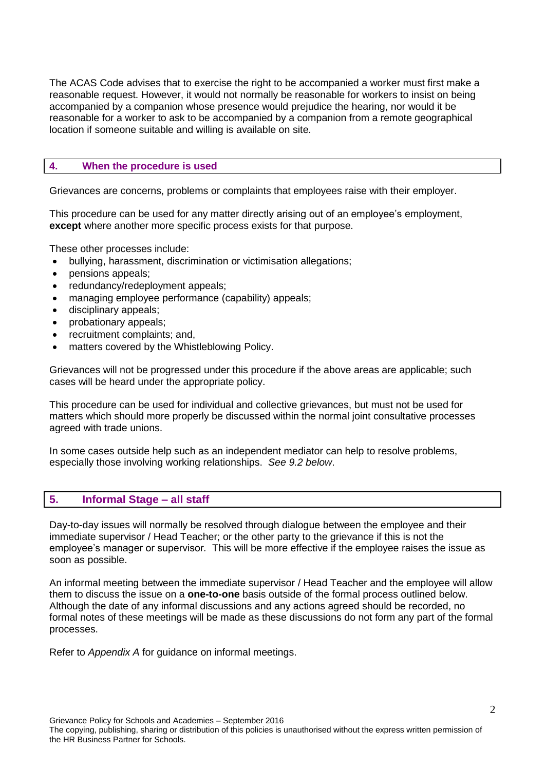The ACAS Code advises that to exercise the right to be accompanied a worker must first make a reasonable request. However, it would not normally be reasonable for workers to insist on being accompanied by a companion whose presence would prejudice the hearing, nor would it be reasonable for a worker to ask to be accompanied by a companion from a remote geographical location if someone suitable and willing is available on site.

## 4. When the procedure is used

Grievances are concerns, problems or complaints that employees raise with their employer.

This procedure can be used for any matter directly arising out of an employee's employment, **except** where another more specific process exists for that purpose.

These other processes include:

- bullying, harassment, discrimination or victimisation allegations;
- pensions appeals;
- redundancy/redeployment appeals;
- managing employee performance (capability) appeals;
- disciplinary appeals;
- probationary appeals;
- recruitment complaints; and,
- matters covered by the Whistleblowing Policy.

Grievances will not be progressed under this procedure if the above areas are applicable; such cases will be heard under the appropriate policy.

This procedure can be used for individual and collective grievances, but must not be used for matters which should more properly be discussed within the normal joint consultative processes agreed with trade unions.

In some cases outside help such as an independent mediator can help to resolve problems, especially those involving working relationships. *See 9.2 below*.

## 5. Informal Stage – all staff

Day-to-day issues will normally be resolved through dialogue between the employee and their immediate supervisor / Head Teacher; or the other party to the grievance if this is not the employee's manager or supervisor. This will be more effective if the employee raises the issue as soon as possible.

An informal meeting between the immediate supervisor / Head Teacher and the employee will allow them to discuss the issue on a **one-to-one** basis outside of the formal process outlined below. Although the date of any informal discussions and any actions agreed should be recorded, no formal notes of these meetings will be made as these discussions do not form any part of the formal processes.

Refer to *Appendix A* for guidance on informal meetings.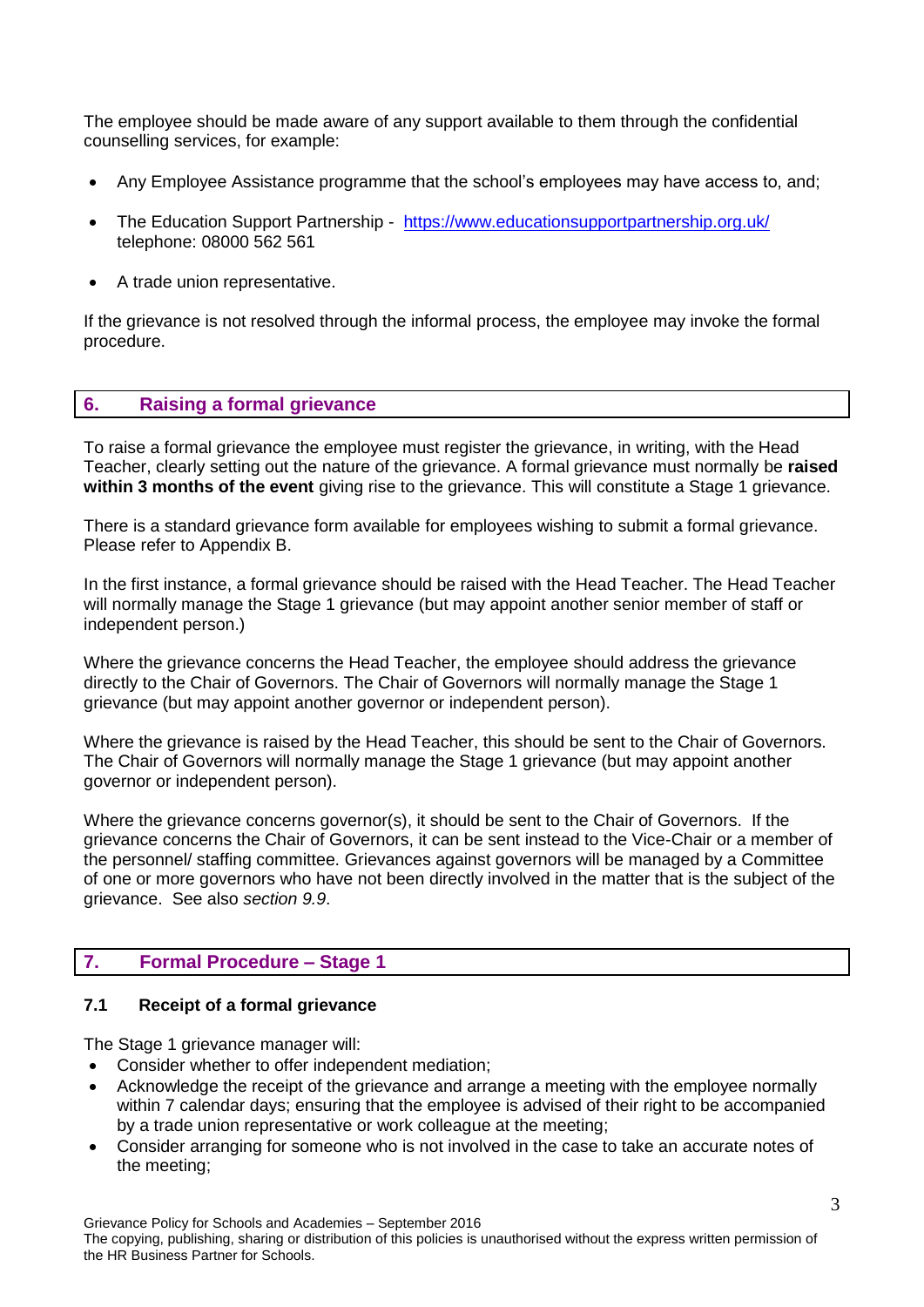The employee should be made aware of any support available to them through the confidential counselling services, for example:

- Any Employee Assistance programme that the school's employees may have access to, and;
- The Education Support Partnership - [https://www.educationsupportpartnership.org.uk/](https://www.educationsupportpartnership.org.uk/) telephone: 08000 562 561
- A trade union representative.

If the grievance is not resolved through the informal process, the employee may invoke the formal procedure.

## 6. Raising a formal grievance

To raise a formal grievance the employee must register the grievance, in writing, with the Head Teacher, clearly setting out the nature of the grievance. A formal grievance must normally be **raised within 3 months of the event** giving rise to the grievance. This will constitute a Stage 1 grievance.

There is a standard grievance form available for employees wishing to submit a formal grievance. Please refer to Appendix B.

In the first instance, a formal grievance should be raised with the Head Teacher. The Head Teacher will normally manage the Stage 1 grievance (but may appoint another senior member of staff or independent person.)

Where the grievance concerns the Head Teacher, the employee should address the grievance directly to the Chair of Governors. The Chair of Governors will normally manage the Stage 1 grievance (but may appoint another governor or independent person).

Where the grievance is raised by the Head Teacher, this should be sent to the Chair of Governors. The Chair of Governors will normally manage the Stage 1 grievance (but may appoint another governor or independent person).

Where the grievance concerns governor(s), it should be sent to the Chair of Governors. If the grievance concerns the Chair of Governors, it can be sent instead to the Vice-Chair or a member of the personnel/ staffing committee. Grievances against governors will be managed by a Committee of one or more governors who have not been directly involved in the matter that is the subject of the grievance. See also *section 9.9*.

## 7. Formal Procedure – Stage 1

### 7.1 Receipt of a formal grievance

The Stage 1 grievance manager will:

- Consider whether to offer independent mediation;
- Acknowledge the receipt of the grievance and arrange a meeting with the employee normally within 7 calendar days; ensuring that the employee is advised of their right to be accompanied by a trade union representative or work colleague at the meeting;
- Consider arranging for someone who is not involved in the case to take an accurate notes of the meeting;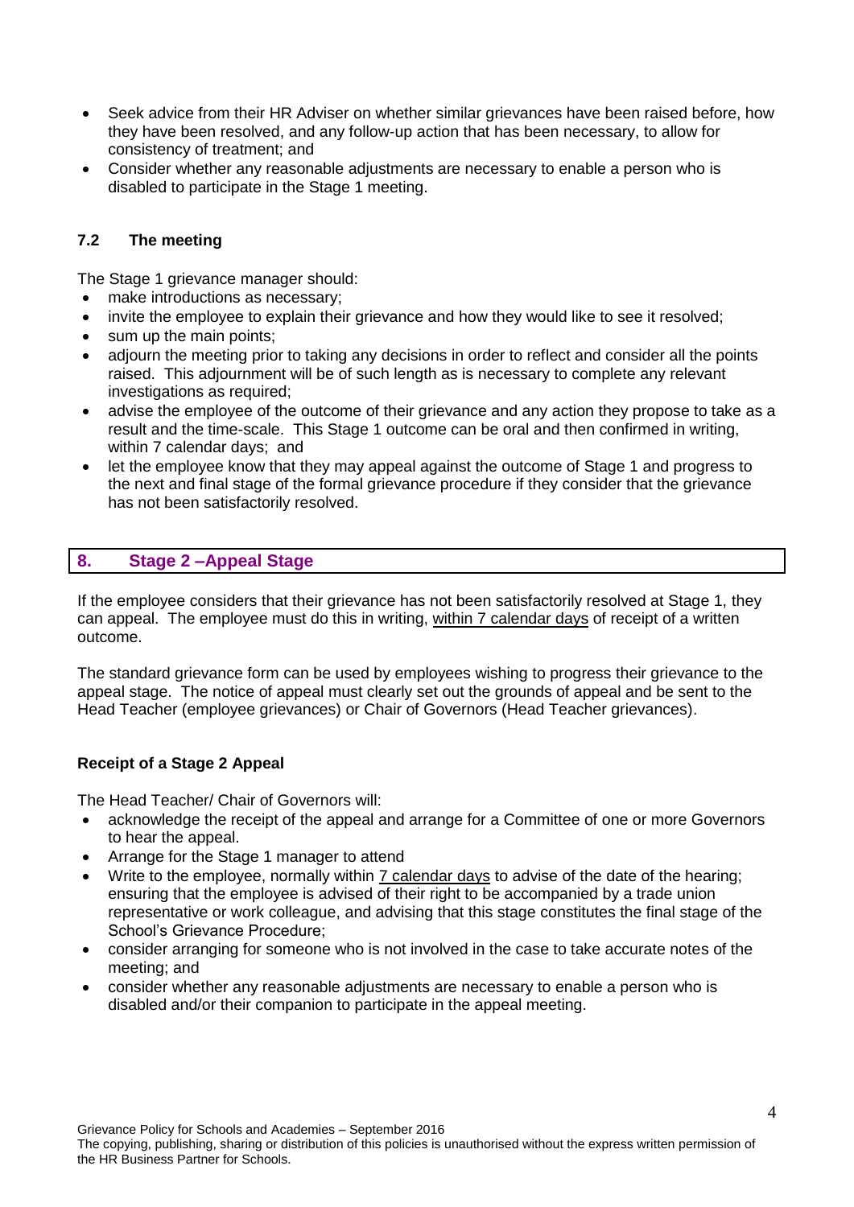- Seek advice from their HR Adviser on whether similar grievances have been raised before, how they have been resolved, and any follow-up action that has been necessary, to allow for consistency of treatment; and
- Consider whether any reasonable adjustments are necessary to enable a person who is disabled to participate in the Stage 1 meeting.

### 7.2 The meeting

The Stage 1 grievance manager should:

- make introductions as necessary;
- invite the employee to explain their grievance and how they would like to see it resolved;
- sum up the main points;
- adjourn the meeting prior to taking any decisions in order to reflect and consider all the points raised. This adjournment will be of such length as is necessary to complete any relevant investigations as required;
- advise the employee of the outcome of their grievance and any action they propose to take as a result and the time-scale. This Stage 1 outcome can be oral and then confirmed in writing, within 7 calendar days; and
- let the employee know that they may appeal against the outcome of Stage 1 and progress to the next and final stage of the formal grievance procedure if they consider that the grievance has not been satisfactorily resolved.

## 8. Stage 2 –Appeal Stage

If the employee considers that their grievance has not been satisfactorily resolved at Stage 1, they can appeal. The employee must do this in writing, within 7 calendar days of receipt of a written outcome.

The standard grievance form can be used by employees wishing to progress their grievance to the appeal stage. The notice of appeal must clearly set out the grounds of appeal and be sent to the Head Teacher (employee grievances) or Chair of Governors (Head Teacher grievances).

**Receipt of a Stage 2 Appeal**

The Head Teacher/ Chair of Governors will:

- acknowledge the receipt of the appeal and arrange for a Committee of one or more Governors to hear the appeal.
- Arrange for the Stage 1 manager to attend
- Write to the employee, normally within 7 calendar days to advise of the date of the hearing; ensuring that the employee is advised of their right to be accompanied by a trade union representative or work colleague, and advising that this stage constitutes the final stage of the School's Grievance Procedure;
- consider arranging for someone who is not involved in the case to take accurate notes of the meeting; and
- consider whether any reasonable adjustments are necessary to enable a person who is disabled and/or their companion to participate in the appeal meeting.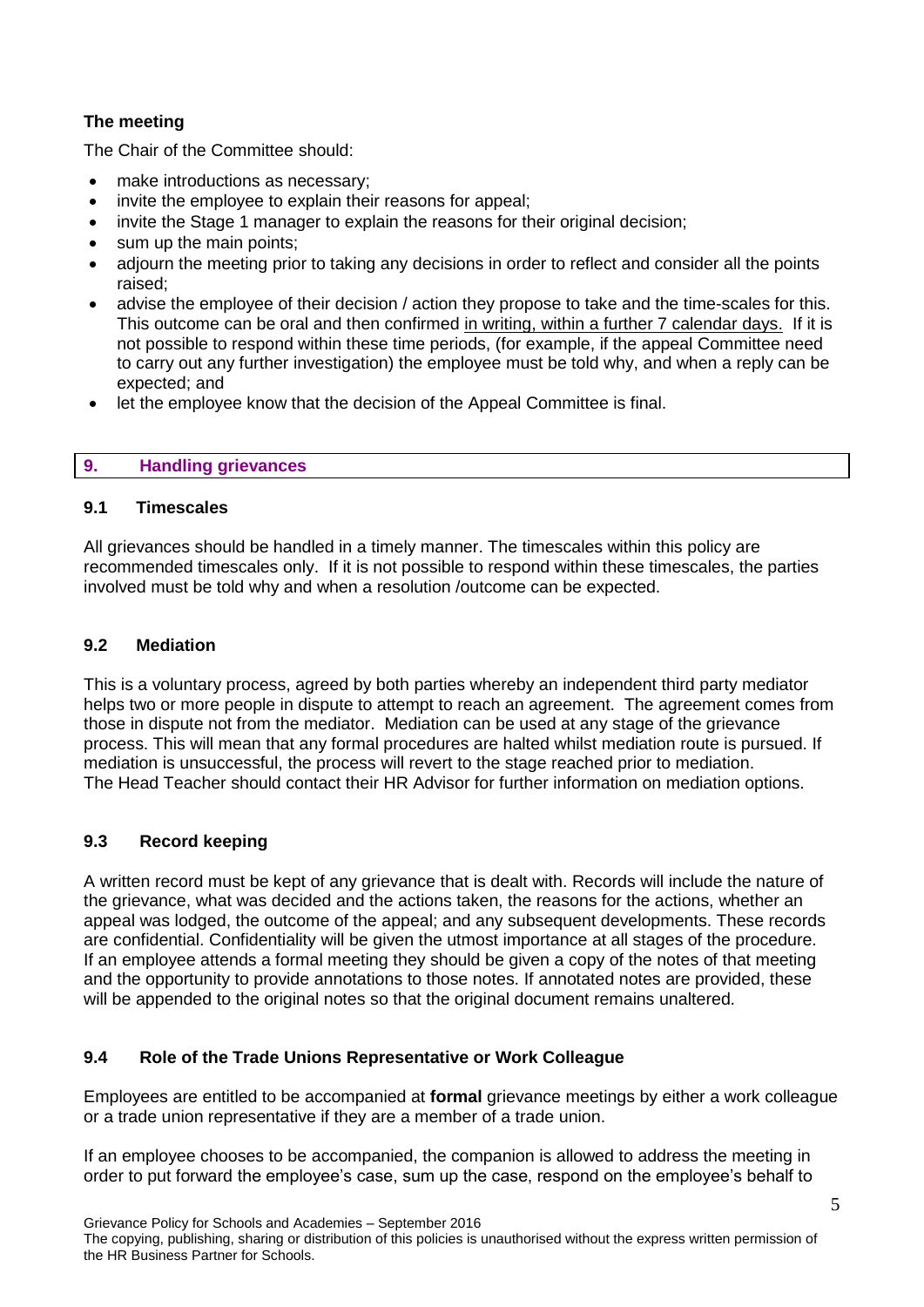### The meeting

The Chair of the Committee should:

- make introductions as necessary;
- invite the employee to explain their reasons for appeal;
- invite the Stage 1 manager to explain the reasons for their original decision;
- sum up the main points;
- adjourn the meeting prior to taking any decisions in order to reflect and consider all the points raised;
- advise the employee of their decision / action they propose to take and the time-scales for this. This outcome can be oral and then confirmed in writing, within a further 7 calendar days. If it is not possible to respond within these time periods, (for example, if the appeal Committee need to carry out any further investigation) the employee must be told why, and when a reply can be expected; and
- let the employee know that the decision of the Appeal Committee is final.

## 9. Handling grievances

### 9.1 Timescales

All grievances should be handled in a timely manner. The timescales within this policy are recommended timescales only. If it is not possible to respond within these timescales, the parties involved must be told why and when a resolution /outcome can be expected.

### 9.2 Mediation

This is a voluntary process, agreed by both parties whereby an independent third party mediator helps two or more people in dispute to attempt to reach an agreement. The agreement comes from those in dispute not from the mediator. Mediation can be used at any stage of the grievance process. This will mean that any formal procedures are halted whilst mediation route is pursued. If mediation is unsuccessful, the process will revert to the stage reached prior to mediation. The Head Teacher should contact their HR Advisor for further information on mediation options.

### 9.3 Record keeping

A written record must be kept of any grievance that is dealt with. Records will include the nature of the grievance, what was decided and the actions taken, the reasons for the actions, whether an appeal was lodged, the outcome of the appeal; and any subsequent developments. These records are confidential. Confidentiality will be given the utmost importance at all stages of the procedure. If an employee attends a formal meeting they should be given a copy of the notes of that meeting and the opportunity to provide annotations to those notes. If annotated notes are provided, these will be appended to the original notes so that the original document remains unaltered.

### 9.4 Role of the Trade Unions Representative or Work Colleague

Employees are entitled to be accompanied at **formal** grievance meetings by either a work colleague or a trade union representative if they are a member of a trade union.

If an employee chooses to be accompanied, the companion is allowed to address the meeting in order to put forward the employee's case, sum up the case, respond on the employee's behalf to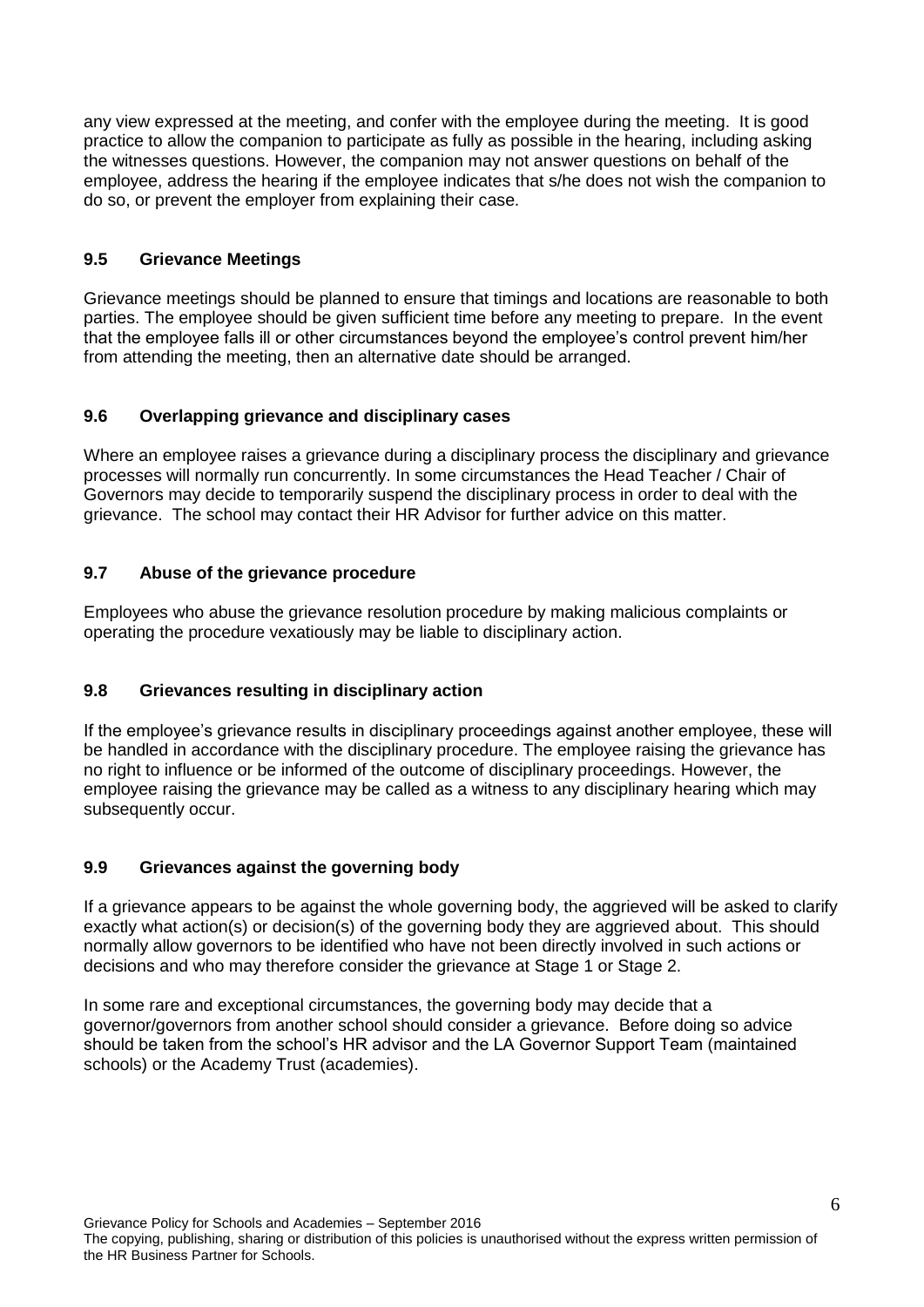any view expressed at the meeting, and confer with the employee during the meeting. It is good practice to allow the companion to participate as fully as possible in the hearing, including asking the witnesses questions. However, the companion may not answer questions on behalf of the employee, address the hearing if the employee indicates that s/he does not wish the companion to do so, or prevent the employer from explaining their case.

### 9.5 Grievance Meetings

Grievance meetings should be planned to ensure that timings and locations are reasonable to both parties. The employee should be given sufficient time before any meeting to prepare. In the event that the employee falls ill or other circumstances beyond the employee's control prevent him/her from attending the meeting, then an alternative date should be arranged.

### 9.6 Overlapping grievance and disciplinary cases

Where an employee raises a grievance during a disciplinary process the disciplinary and grievance processes will normally run concurrently. In some circumstances the Head Teacher / Chair of Governors may decide to temporarily suspend the disciplinary process in order to deal with the grievance. The school may contact their HR Advisor for further advice on this matter.

### 9.7 Abuse of the grievance procedure

Employees who abuse the grievance resolution procedure by making malicious complaints or operating the procedure vexatiously may be liable to disciplinary action.

### 9.8 Grievances resulting in disciplinary action

If the employee's grievance results in disciplinary proceedings against another employee, these will be handled in accordance with the disciplinary procedure. The employee raising the grievance has no right to influence or be informed of the outcome of disciplinary proceedings. However, the employee raising the grievance may be called as a witness to any disciplinary hearing which may subsequently occur.

### 9.9 Grievances against the governing body

If a grievance appears to be against the whole governing body, the aggrieved will be asked to clarify exactly what action(s) or decision(s) of the governing body they are aggrieved about. This should normally allow governors to be identified who have not been directly involved in such actions or decisions and who may therefore consider the grievance at Stage 1 or Stage 2.

In some rare and exceptional circumstances, the governing body may decide that a governor/governors from another school should consider a grievance. Before doing so advice should be taken from the school's HR advisor and the LA Governor Support Team (maintained schools) or the Academy Trust (academies).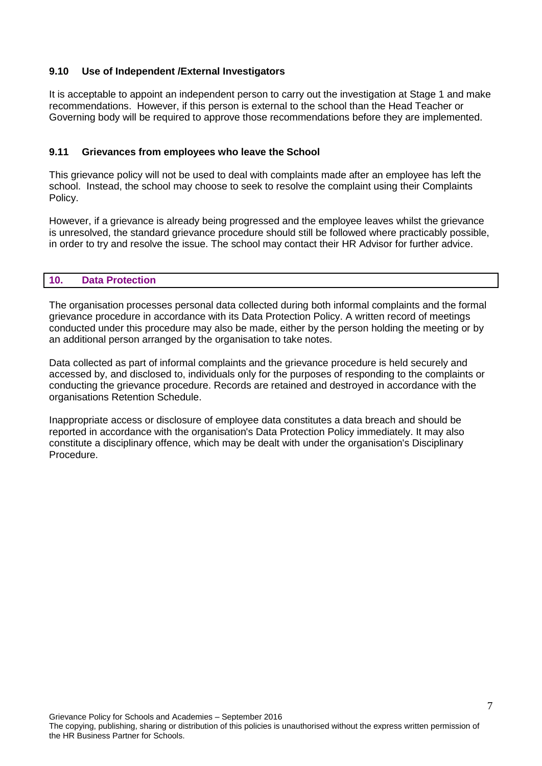### 9.10 Use of Independent /External Investigators

It is acceptable to appoint an independent person to carry out the investigation at Stage 1 and make recommendations. However, if this person is external to the school than the Head Teacher or Governing body will be required to approve those recommendations before they are implemented.

### 9.11 Grievances from employees who leave the School

This grievance policy will not be used to deal with complaints made after an employee has left the school. Instead, the school may choose to seek to resolve the complaint using their Complaints Policy.

However, if a grievance is already being progressed and the employee leaves whilst the grievance is unresolved, the standard grievance procedure should still be followed where practicably possible, in order to try and resolve the issue. The school may contact their HR Advisor for further advice.

## 10. Data Protection

The organisation processes personal data collected during both informal complaints and the formal grievance procedure in accordance with its Data Protection Policy. A written record of meetings conducted under this procedure may also be made, either by the person holding the meeting or by an additional person arranged by the organisation to take notes.

Data collected as part of informal complaints and the grievance procedure is held securely and accessed by, and disclosed to, individuals only for the purposes of responding to the complaints or conducting the grievance procedure. Records are retained and destroyed in accordance with the organisations Retention Schedule.

Inappropriate access or disclosure of employee data constitutes a data breach and should be reported in accordance with the organisation's Data Protection Policy immediately. It may also constitute a disciplinary offence, which may be dealt with under the organisation's Disciplinary Procedure.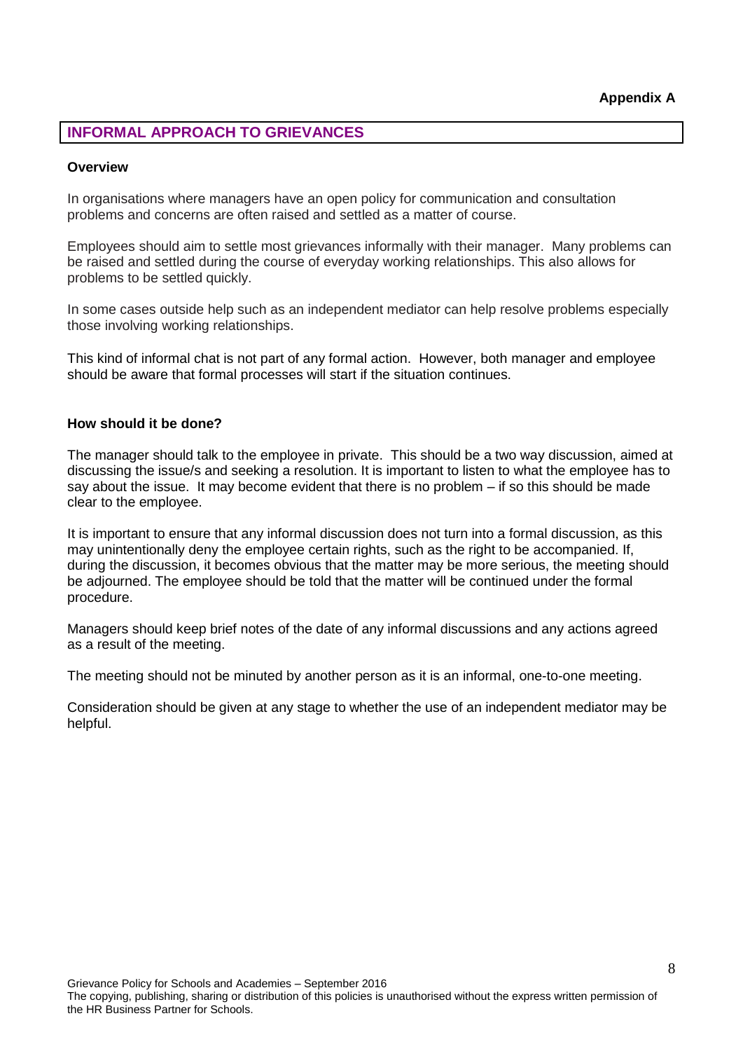**Appendix A**

## INFORMAL APPROACH TO GRIEVANCES

### Overview

In organisations where managers have an open policy for communication and consultation problems and concerns are often raised and settled as a matter of course.

Employees should aim to settle most grievances informally with their manager. Many problems can be raised and settled during the course of everyday working relationships. This also allows for problems to be settled quickly.

In some cases outside help such as an independent mediator can help resolve problems especially those involving working relationships.

This kind of informal chat is not part of any formal action. However, both manager and employee should be aware that formal processes will start if the situation continues.

### How should it be done?

The manager should talk to the employee in private. This should be a two way discussion, aimed at discussing the issue/s and seeking a resolution. It is important to listen to what the employee has to say about the issue. It may become evident that there is no problem – if so this should be made clear to the employee.

It is important to ensure that any informal discussion does not turn into a formal discussion, as this may unintentionally deny the employee certain rights, such as the right to be accompanied. If, during the discussion, it becomes obvious that the matter may be more serious, the meeting should be adjourned. The employee should be told that the matter will be continued under the formal procedure.

Managers should keep brief notes of the date of any informal discussions and any actions agreed as a result of the meeting.

The meeting should not be minuted by another person as it is an informal, one-to-one meeting.

Consideration should be given at any stage to whether the use of an independent mediator may be helpful.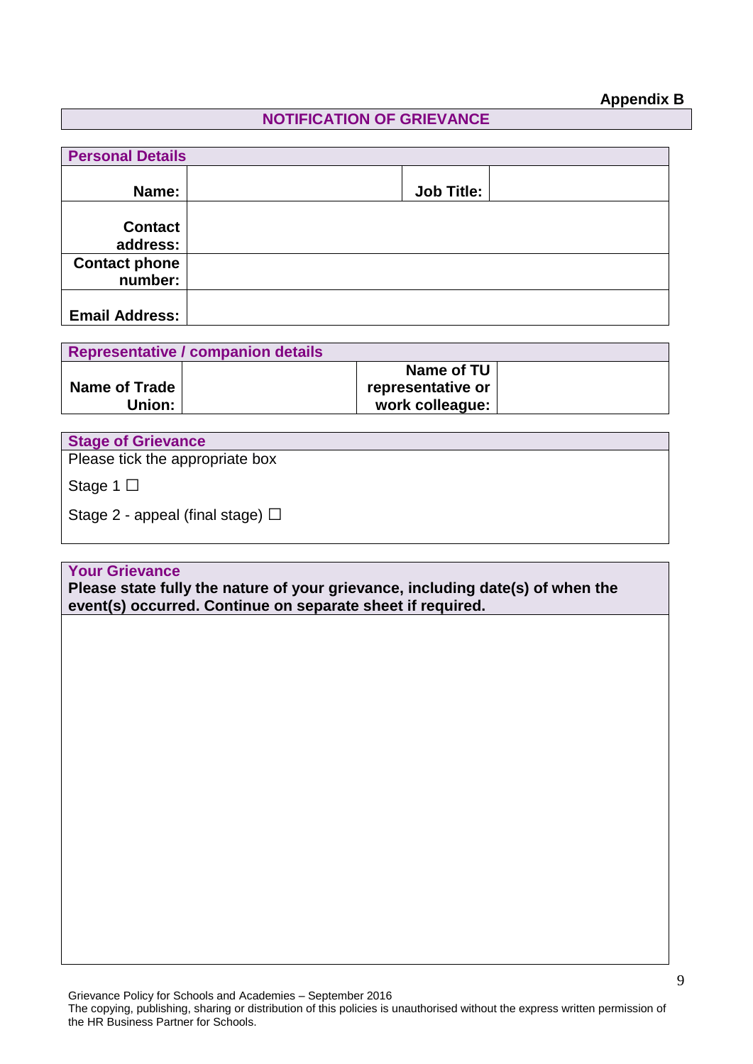**Appendix B**

## NOTIFICATION OF GRIEVANCE

| Personal Details | | | |
|---|---|---|---|
| **Name:** | | **Job Title:** | |
| **Contact address:** | | | |
| **Contact phone number:** | | | |
| **Email Address:** | | | |

| Representative / companion details | | | |
|---|---|---|---|
| **Name of Trade Union:** | | **Name of TU representative or work colleague:** | |

**Stage of Grievance**

Please tick the appropriate box

Stage 1 ☐

Stage 2 - appeal (final stage) ☐

**Your Grievance**

**Please state fully the nature of your grievance, including date(s) of when the event(s) occurred. Continue on separate sheet if required.**

Grievance Policy for Schools and Academies – September 2016
The copying, publishing, sharing or distribution of this policies is unauthorised without the express written permission of the HR Business Partner for Schools.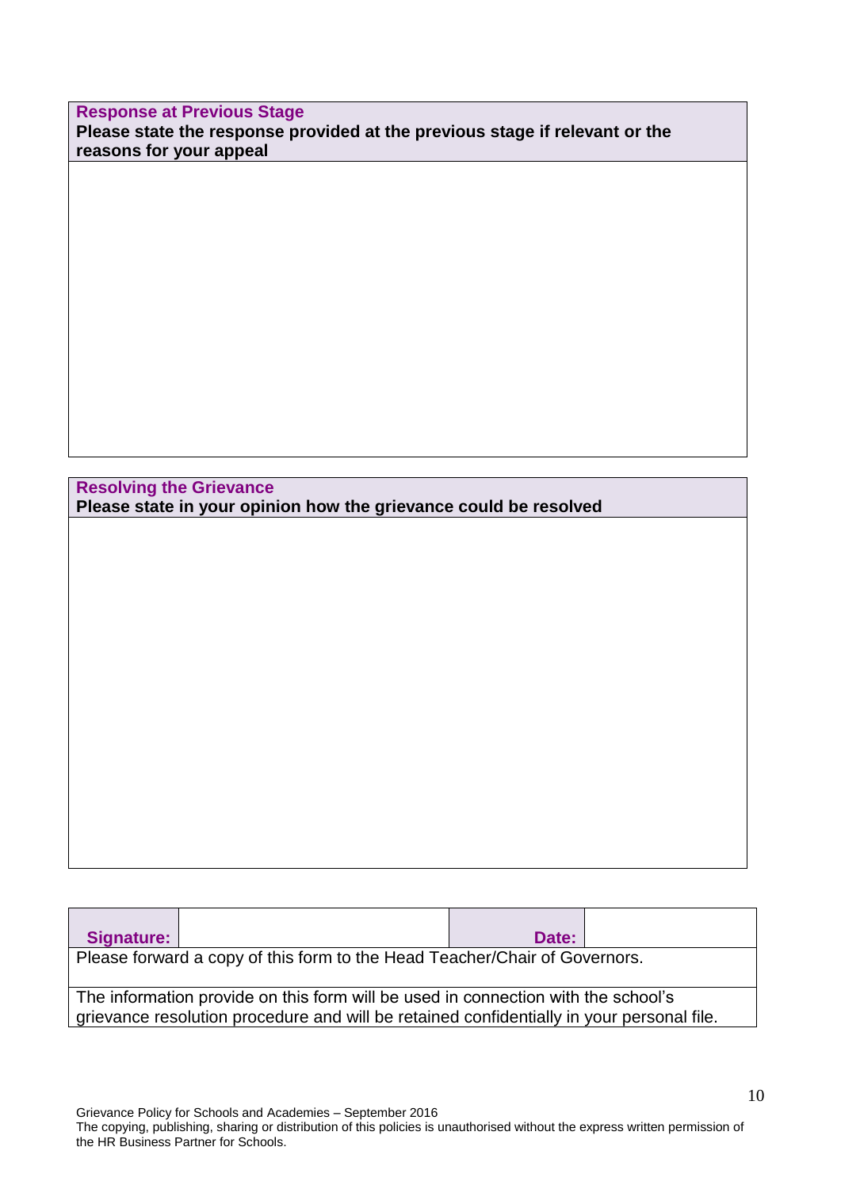| **Response at Previous Stage** |
| --- |
| **Please state the response provided at the previous stage if relevant or the reasons for your appeal** |
| |

| **Resolving the Grievance** |
| --- |
| **Please state in your opinion how the grievance could be resolved** |
| |

| **Signature:** | | **Date:** | |
| --- | --- | --- | --- |
| Please forward a copy of this form to the Head Teacher/Chair of Governors. | | | |
| The information provide on this form will be used in connection with the school's grievance resolution procedure and will be retained confidentially in your personal file. | | | |

Grievance Policy for Schools and Academies – September 2016
The copying, publishing, sharing or distribution of this policies is unauthorised without the express written permission of the HR Business Partner for Schools.